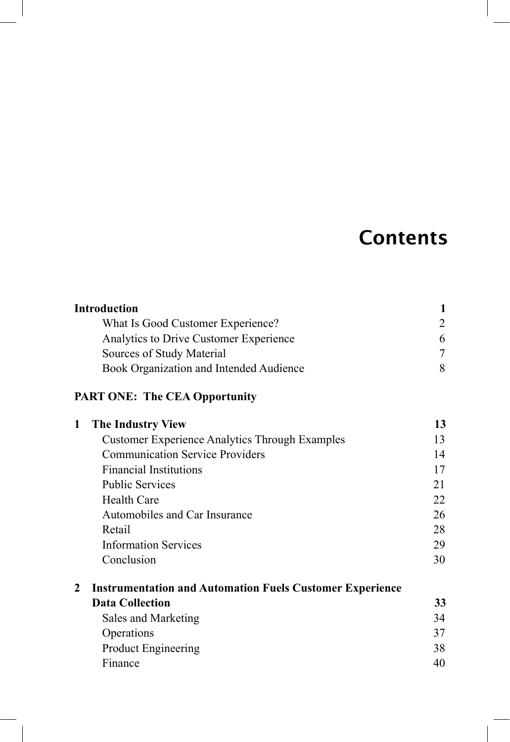# Contents

**Introduction** 1

- What Is Good Customer Experience? 2
- Analytics to Drive Customer Experience 6
- Sources of Study Material 7
- Book Organization and Intended Audience 8

**PART ONE: The CEA Opportunity**

**1 The Industry View** **13**

- Customer Experience Analytics Through Examples 13
- Communication Service Providers 14
- Financial Institutions 17
- Public Services 21
- Health Care 22
- Automobiles and Car Insurance 26
- Retail 28
- Information Services 29
- Conclusion 30

**2 Instrumentation and Automation Fuels Customer Experience Data Collection** **33**

- Sales and Marketing 34
- Operations 37
- Product Engineering 38
- Finance 40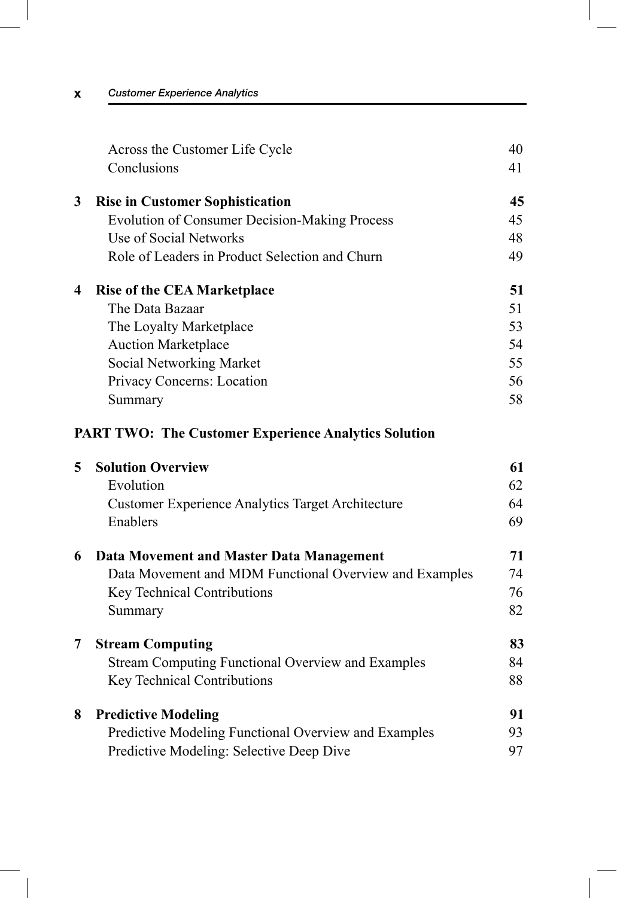Across the Customer Life Cycle 40
Conclusions 41

**3 Rise in Customer Sophistication 45**
Evolution of Consumer Decision-Making Process 45
Use of Social Networks 48
Role of Leaders in Product Selection and Churn 49

**4 Rise of the CEA Marketplace 51**
The Data Bazaar 51
The Loyalty Marketplace 53
Auction Marketplace 54
Social Networking Market 55
Privacy Concerns: Location 56
Summary 58

**PART TWO: The Customer Experience Analytics Solution**

**5 Solution Overview 61**
Evolution 62
Customer Experience Analytics Target Architecture 64
Enablers 69

**6 Data Movement and Master Data Management 71**
Data Movement and MDM Functional Overview and Examples 74
Key Technical Contributions 76
Summary 82

**7 Stream Computing 83**
Stream Computing Functional Overview and Examples 84
Key Technical Contributions 88

**8 Predictive Modeling 91**
Predictive Modeling Functional Overview and Examples 93
Predictive Modeling: Selective Deep Dive 97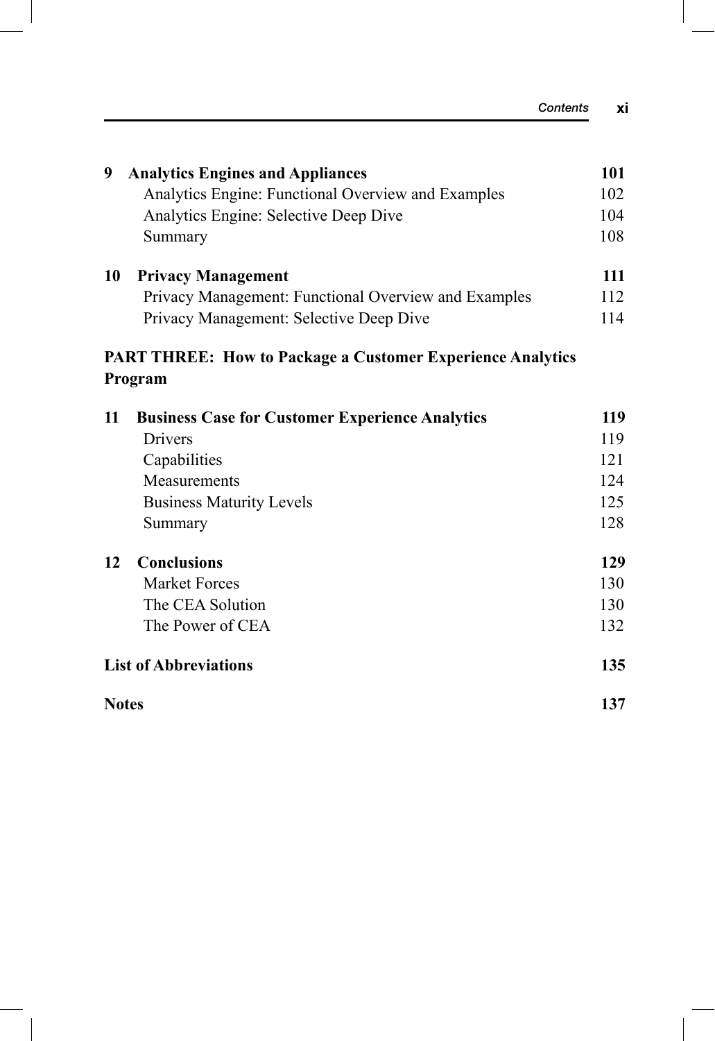| | |
|---|---|
| **9 Analytics Engines and Appliances** | **101** |
| Analytics Engine: Functional Overview and Examples | 102 |
| Analytics Engine: Selective Deep Dive | 104 |
| Summary | 108 |
| **10 Privacy Management** | **111** |
| Privacy Management: Functional Overview and Examples | 112 |
| Privacy Management: Selective Deep Dive | 114 |

**PART THREE: How to Package a Customer Experience Analytics Program**

| | |
|---|---|
| **11 Business Case for Customer Experience Analytics** | **119** |
| Drivers | 119 |
| Capabilities | 121 |
| Measurements | 124 |
| Business Maturity Levels | 125 |
| Summary | 128 |
| **12 Conclusions** | **129** |
| Market Forces | 130 |
| The CEA Solution | 130 |
| The Power of CEA | 132 |
| **List of Abbreviations** | **135** |
| **Notes** | **137** |